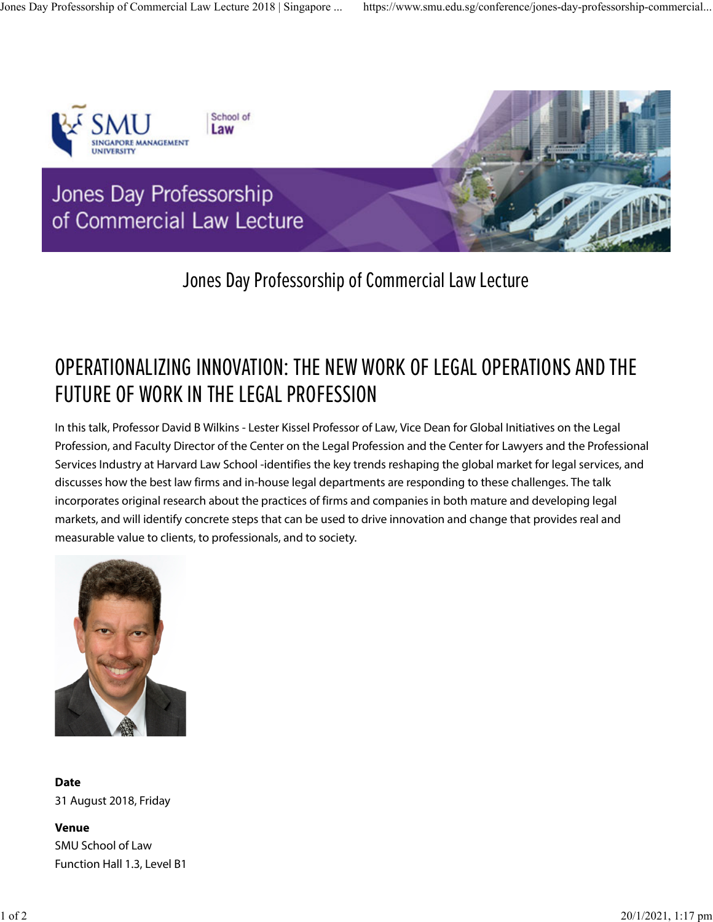# Jones Day Professorship of Commercial Law Lecture

## OPERATIONALIZING INNOVATION: THE NEW WORK OF LEGAL OPERATIONS AND THE FUTURE OF WORK IN THE LEGAL PROFESSION

In this talk, Professor David B Wilkins - Lester Kissel Professor of Law, Vice Dean for Global Initiatives on the Legal Profession, and Faculty Director of the Center on the Legal Profession and the Center for Lawyers and the Professional Services Industry at Harvard Law School -identifies the key trends reshaping the global market for legal services, and discusses how the best law firms and in-house legal departments are responding to these challenges. The talk incorporates original research about the practices of firms and companies in both mature and developing legal markets, and will identify concrete steps that can be used to drive innovation and change that provides real and measurable value to clients, to professionals, and to society.

**Date**
31 August 2018, Friday

**Venue**
SMU School of Law
Function Hall 1.3, Level B1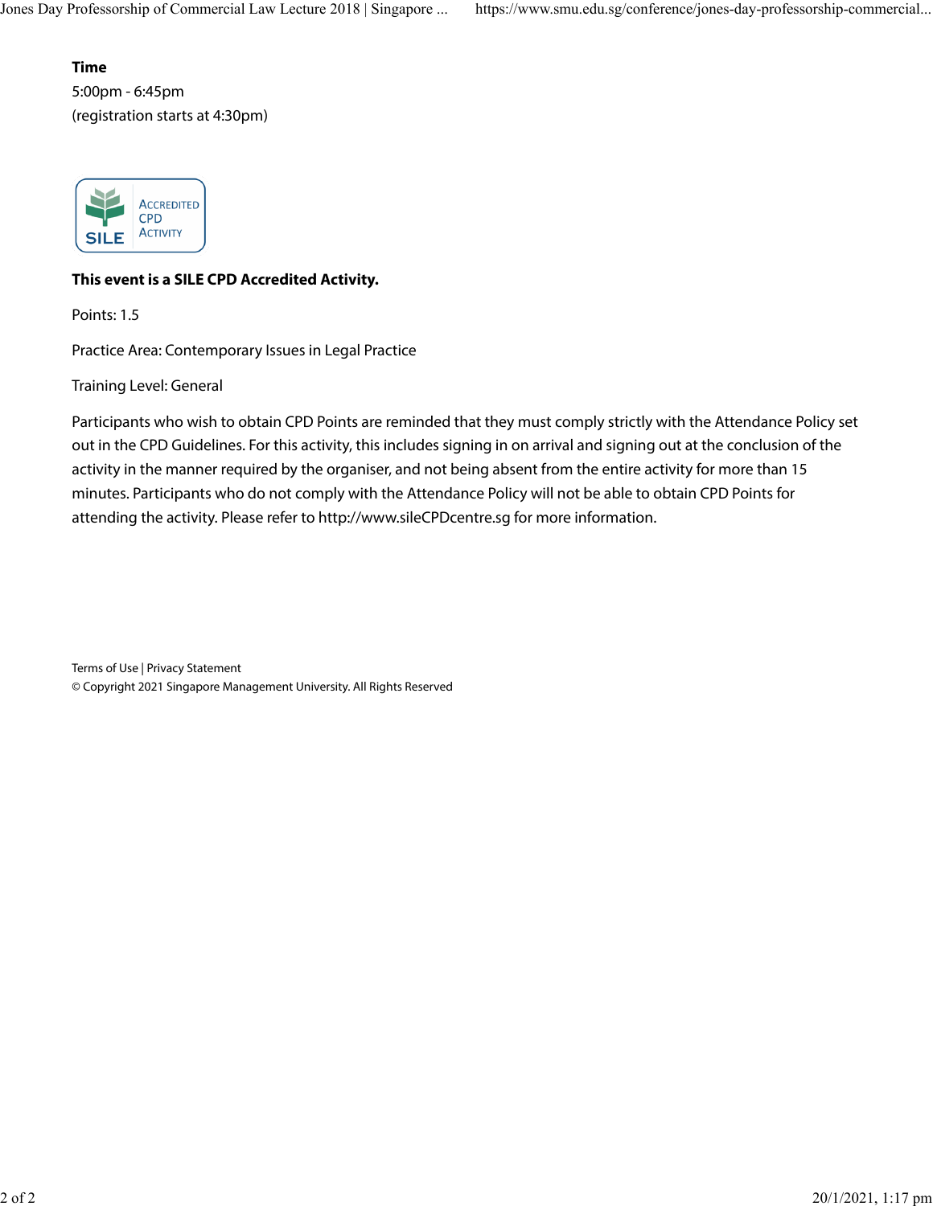**Time**

5:00pm - 6:45pm
(registration starts at 4:30pm)

**This event is a SILE CPD Accredited Activity.**

Points: 1.5

Practice Area: Contemporary Issues in Legal Practice

Training Level: General

Participants who wish to obtain CPD Points are reminded that they must comply strictly with the Attendance Policy set out in the CPD Guidelines. For this activity, this includes signing in on arrival and signing out at the conclusion of the activity in the manner required by the organiser, and not being absent from the entire activity for more than 15 minutes. Participants who do not comply with the Attendance Policy will not be able to obtain CPD Points for attending the activity. Please refer to http://www.sileCPDcentre.sg for more information.

Terms of Use | Privacy Statement
© Copyright 2021 Singapore Management University. All Rights Reserved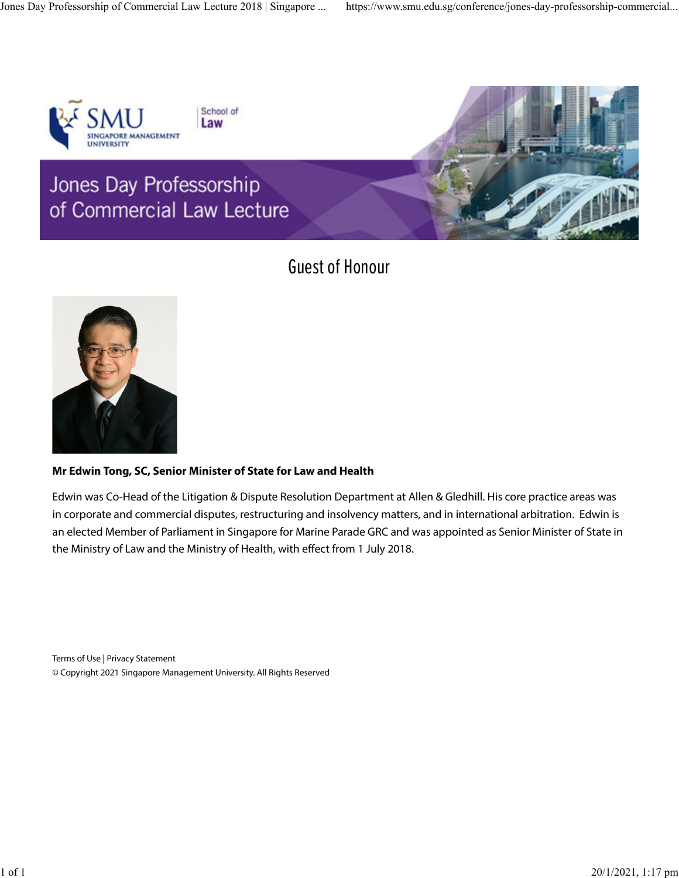# Jones Day Professorship of Commercial Law Lecture

## Guest of Honour

**Mr Edwin Tong, SC, Senior Minister of State for Law and Health**

Edwin was Co-Head of the Litigation & Dispute Resolution Department at Allen & Gledhill. His core practice areas was in corporate and commercial disputes, restructuring and insolvency matters, and in international arbitration. Edwin is an elected Member of Parliament in Singapore for Marine Parade GRC and was appointed as Senior Minister of State in the Ministry of Law and the Ministry of Health, with effect from 1 July 2018.

Terms of Use | Privacy Statement
© Copyright 2021 Singapore Management University. All Rights Reserved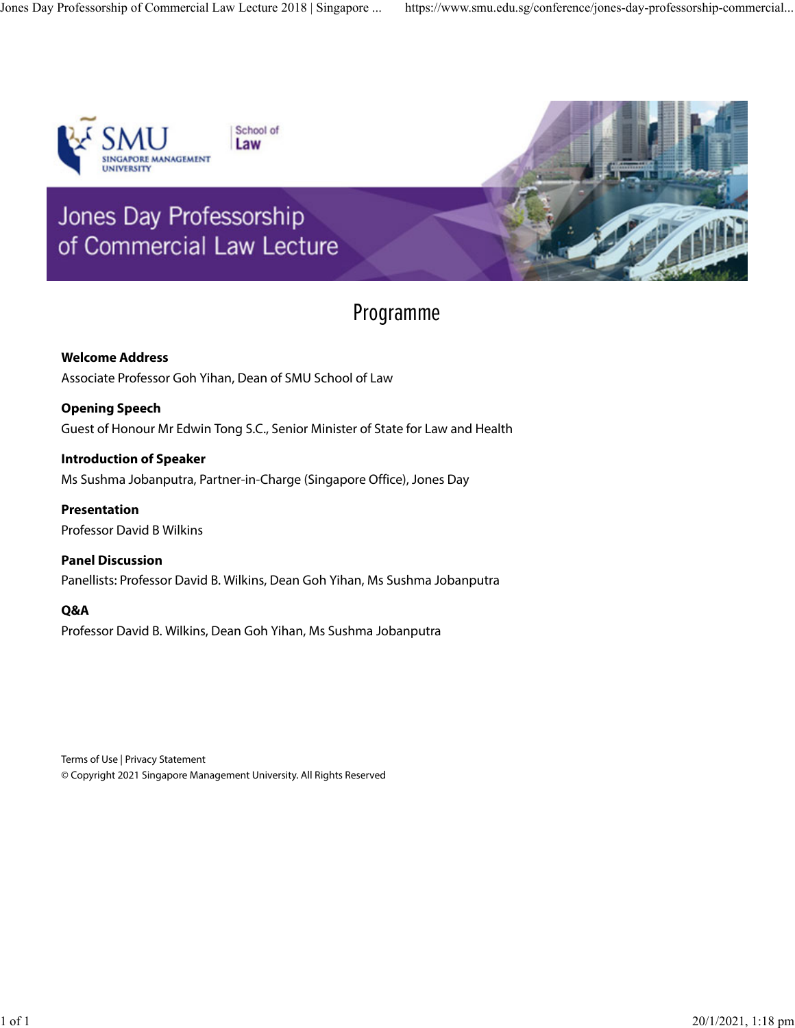# Jones Day Professorship of Commercial Law Lecture

## Programme

**Welcome Address**

Associate Professor Goh Yihan, Dean of SMU School of Law

**Opening Speech**

Guest of Honour Mr Edwin Tong S.C., Senior Minister of State for Law and Health

**Introduction of Speaker**

Ms Sushma Jobanputra, Partner-in-Charge (Singapore Office), Jones Day

**Presentation**

Professor David B Wilkins

**Panel Discussion**

Panellists: Professor David B. Wilkins, Dean Goh Yihan, Ms Sushma Jobanputra

**Q&A**

Professor David B. Wilkins, Dean Goh Yihan, Ms Sushma Jobanputra

Terms of Use | Privacy Statement

© Copyright 2021 Singapore Management University. All Rights Reserved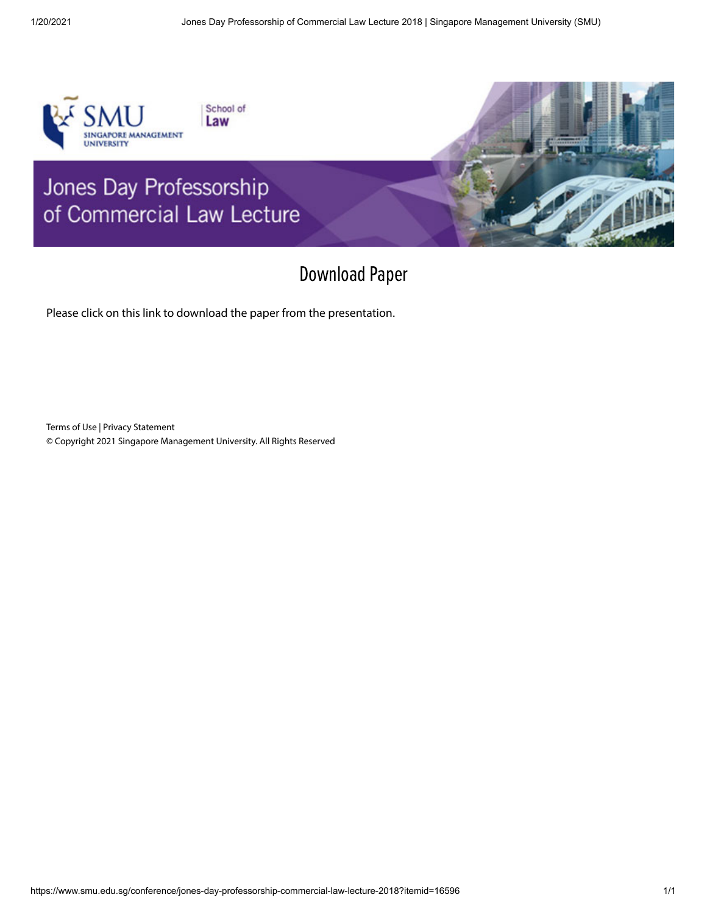# Jones Day Professorship of Commercial Law Lecture

## Download Paper

Please click on this link to download the paper from the presentation.

Terms of Use | Privacy Statement
© Copyright 2021 Singapore Management University. All Rights Reserved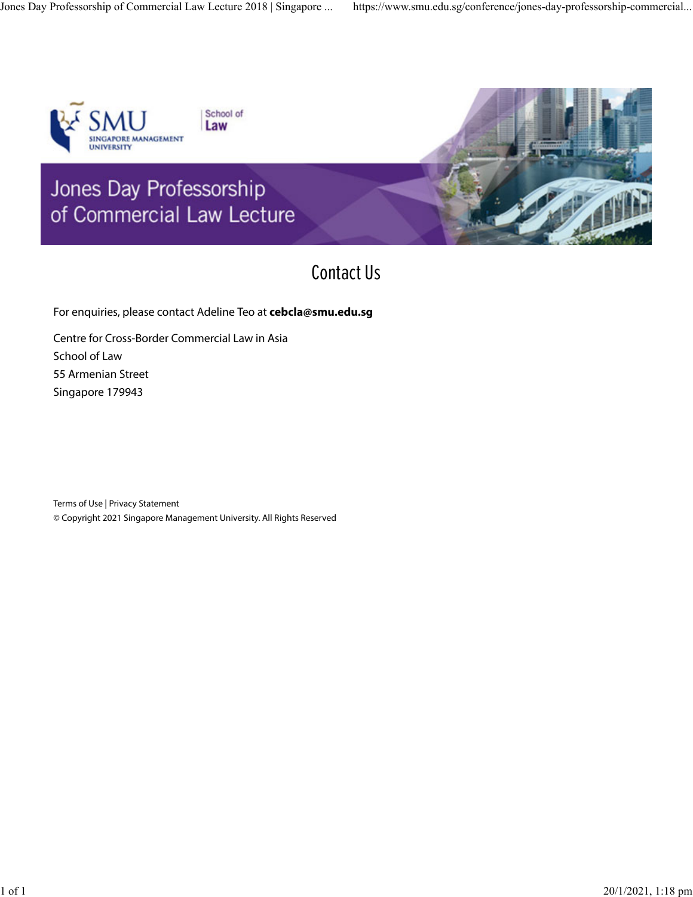# Jones Day Professorship of Commercial Law Lecture

## Contact Us

For enquiries, please contact Adeline Teo at **cebcla@smu.edu.sg**

Centre for Cross-Border Commercial Law in Asia
School of Law
55 Armenian Street
Singapore 179943

Terms of Use | Privacy Statement
© Copyright 2021 Singapore Management University. All Rights Reserved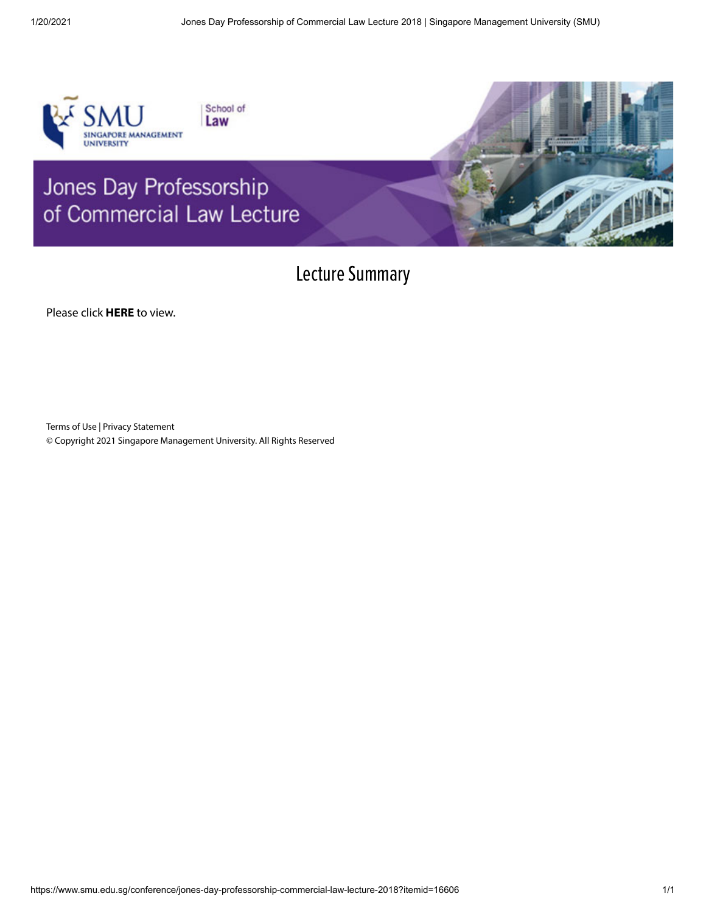SMU SINGAPORE MANAGEMENT UNIVERSITY | School of Law

# Jones Day Professorship of Commercial Law Lecture

## Lecture Summary

Please click **HERE** to view.

Terms of Use | Privacy Statement
© Copyright 2021 Singapore Management University. All Rights Reserved